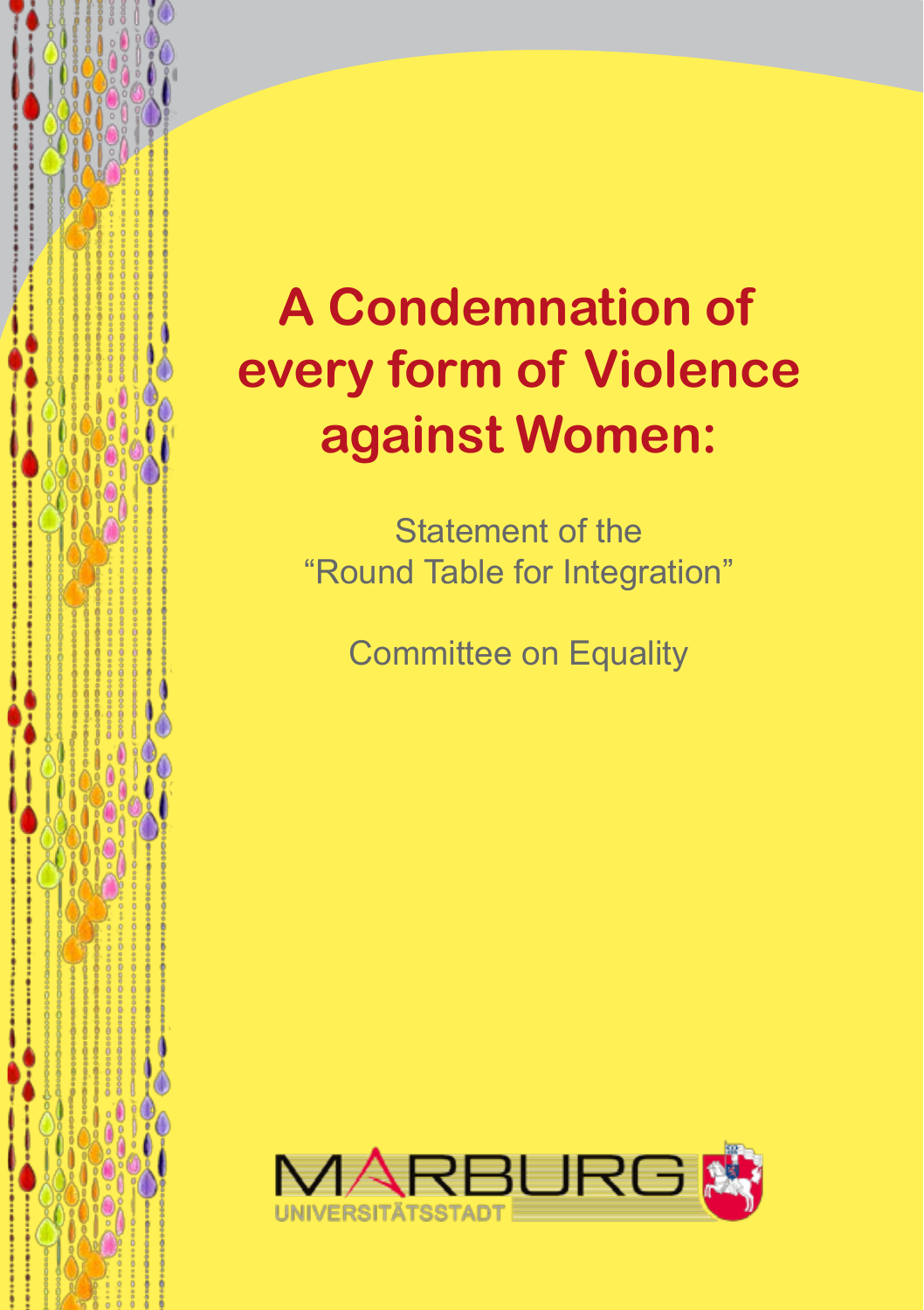# A Condemnation of every form of Violence against Women:

Statement of the
"Round Table for Integration"

Committee on Equality

MARBURG
UNIVERSITÄTSSTADT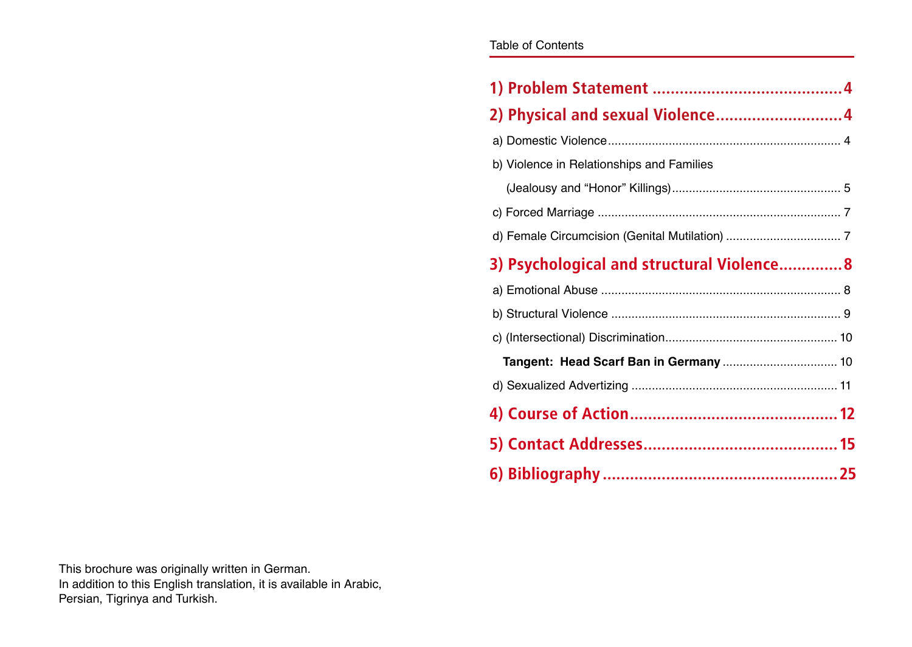Table of Contents

**1) Problem Statement** ......................................... **4**

**2) Physical and sexual Violence**........................... **4**

a) Domestic Violence .................................................................... 4

b) Violence in Relationships and Families
(Jealousy and "Honor" Killings)................................................. 5

c) Forced Marriage ....................................................................... 7

d) Female Circumcision (Genital Mutilation) ................................. 7

**3) Psychological and structural Violence**............. **8**

a) Emotional Abuse ...................................................................... 8

b) Structural Violence ................................................................... 9

c) (Intersectional) Discrimination.................................................. 10

**Tangent: Head Scarf Ban in Germany** ................................. 10

d) Sexualized Advertizing ............................................................ 11

**4) Course of Action**.............................................. **12**

**5) Contact Addresses**.......................................... **15**

**6) Bibliography** .................................................... **25**

This brochure was originally written in German.
In addition to this English translation, it is available in Arabic, Persian, Tigrinya and Turkish.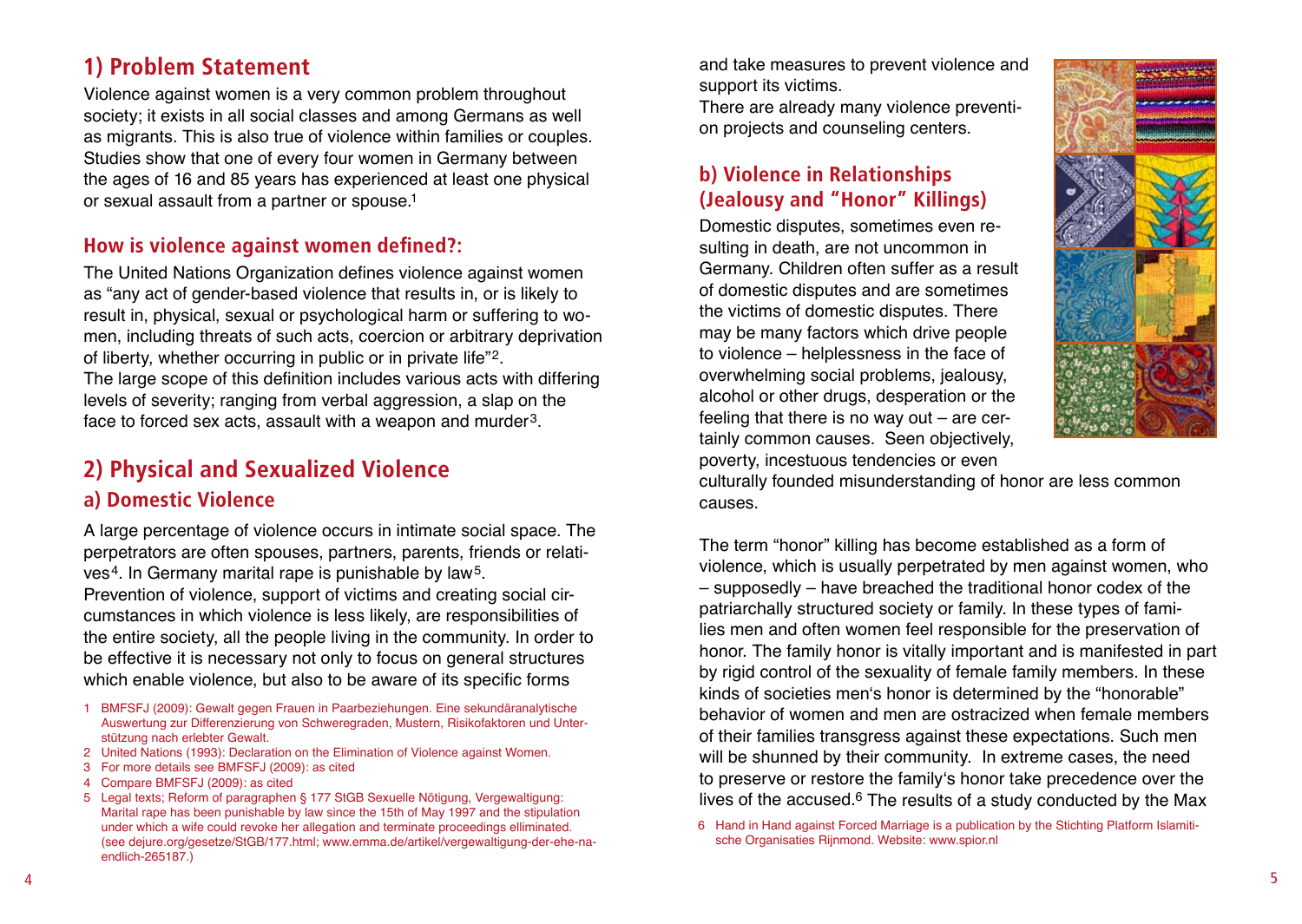## 1) Problem Statement

Violence against women is a very common problem throughout society; it exists in all social classes and among Germans as well as migrants. This is also true of violence within families or couples. Studies show that one of every four women in Germany between the ages of 16 and 85 years has experienced at least one physical or sexual assault from a partner or spouse.[1]

### How is violence against women defined?:

The United Nations Organization defines violence against women as "any act of gender-based violence that results in, or is likely to result in, physical, sexual or psychological harm or suffering to women, including threats of such acts, coercion or arbitrary deprivation of liberty, whether occurring in public or in private life"[2].
The large scope of this definition includes various acts with differing levels of severity; ranging from verbal aggression, a slap on the face to forced sex acts, assault with a weapon and murder[3].

## 2) Physical and Sexualized Violence

### a) Domestic Violence

A large percentage of violence occurs in intimate social space. The perpetrators are often spouses, partners, parents, friends or relatives[4]. In Germany marital rape is punishable by law[5].
Prevention of violence, support of victims and creating social circumstances in which violence is less likely, are responsibilities of the entire society, all the people living in the community. In order to be effective it is necessary not only to focus on general structures which enable violence, but also to be aware of its specific forms and take measures to prevent violence and support its victims.
There are already many violence prevention projects and counseling centers.

### b) Violence in Relationships (Jealousy and "Honor" Killings)

Domestic disputes, sometimes even resulting in death, are not uncommon in Germany. Children often suffer as a result of domestic disputes and are sometimes the victims of domestic disputes. There may be many factors which drive people to violence – helplessness in the face of overwhelming social problems, jealousy, alcohol or other drugs, desperation or the feeling that there is no way out – are certainly common causes. Seen objectively, poverty, incestuous tendencies or even culturally founded misunderstanding of honor are less common causes.

The term "honor" killing has become established as a form of violence, which is usually perpetrated by men against women, who – supposedly – have breached the traditional honor codex of the patriarchally structured society or family. In these types of families men and often women feel responsible for the preservation of honor. The family honor is vitally important and is manifested in part by rigid control of the sexuality of female family members. In these kinds of societies men's honor is determined by the "honorable" behavior of women and men are ostracized when female members of their families transgress against these expectations. Such men will be shunned by their community. In extreme cases, the need to preserve or restore the family's honor take precedence over the lives of the accused.[6] The results of a study conducted by the Max

---

1 BMFSFJ (2009): Gewalt gegen Frauen in Paarbeziehungen. Eine sekundäranalytische Auswertung zur Differenzierung von Schweregraden, Mustern, Risikofaktoren und Unterstützung nach erlebter Gewalt.
2 United Nations (1993): Declaration on the Elimination of Violence against Women.
3 For more details see BMFSFJ (2009): as cited
4 Compare BMFSFJ (2009): as cited
5 Legal texts; Reform of paragraphen § 177 StGB Sexuelle Nötigung, Vergewaltigung: Marital rape has been punishable by law since the 15th of May 1997 and the stipulation under which a wife could revoke her allegation and terminate proceedings elliminated. (see dejure.org/gesetze/StGB/177.html; www.emma.de/artikel/vergewaltigung-der-ehe-na-endlich-265187.)
6 Hand in Hand against Forced Marriage is a publication by the Stichting Platform Islamitische Organisaties Rijnmond. Website: www.spior.nl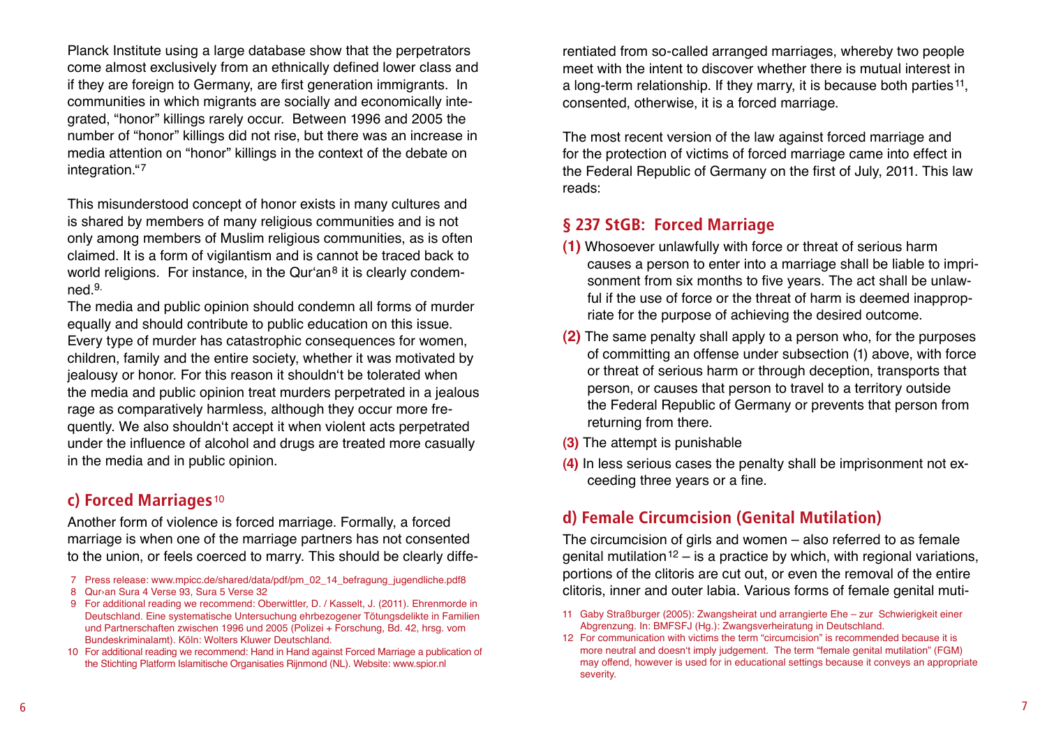Planck Institute using a large database show that the perpetrators come almost exclusively from an ethnically defined lower class and if they are foreign to Germany, are first generation immigrants. In communities in which migrants are socially and economically integrated, "honor" killings rarely occur. Between 1996 and 2005 the number of "honor" killings did not rise, but there was an increase in media attention on "honor" killings in the context of the debate on integration."[7]

This misunderstood concept of honor exists in many cultures and is shared by members of many religious communities and is not only among members of Muslim religious communities, as is often claimed. It is a form of vigilantism and is cannot be traced back to world religions. For instance, in the Qur'an[8] it is clearly condemned.[9]

The media and public opinion should condemn all forms of murder equally and should contribute to public education on this issue. Every type of murder has catastrophic consequences for women, children, family and the entire society, whether it was motivated by jealousy or honor. For this reason it shouldn't be tolerated when the media and public opinion treat murders perpetrated in a jealous rage as comparatively harmless, although they occur more frequently. We also shouldn't accept it when violent acts perpetrated under the influence of alcohol and drugs are treated more casually in the media and in public opinion.

## c) Forced Marriages[10]

Another form of violence is forced marriage. Formally, a forced marriage is when one of the marriage partners has not consented to the union, or feels coerced to marry. This should be clearly differentiated from so-called arranged marriages, whereby two people meet with the intent to discover whether there is mutual interest in a long-term relationship. If they marry, it is because both parties[11], consented, otherwise, it is a forced marriage.

The most recent version of the law against forced marriage and for the protection of victims of forced marriage came into effect in the Federal Republic of Germany on the first of July, 2011. This law reads:

### § 237 StGB: Forced Marriage

**(1)** Whosoever unlawfully with force or threat of serious harm causes a person to enter into a marriage shall be liable to imprisonment from six months to five years. The act shall be unlawful if the use of force or the threat of harm is deemed inappropriate for the purpose of achieving the desired outcome.

**(2)** The same penalty shall apply to a person who, for the purposes of committing an offense under subsection (1) above, with force or threat of serious harm or through deception, transports that person, or causes that person to travel to a territory outside the Federal Republic of Germany or prevents that person from returning from there.

**(3)** The attempt is punishable

**(4)** In less serious cases the penalty shall be imprisonment not exceeding three years or a fine.

## d) Female Circumcision (Genital Mutilation)

The circumcision of girls and women – also referred to as female genital mutilation[12] – is a practice by which, with regional variations, portions of the clitoris are cut out, or even the removal of the entire clitoris, inner and outer labia. Various forms of female genital muti-

---

7 Press release: www.mpicc.de/shared/data/pdf/pm_02_14_befragung_jugendliche.pdf8

8 Qur›an Sura 4 Verse 93, Sura 5 Verse 32

9 For additional reading we recommend: Oberwittler, D. / Kasselt, J. (2011). Ehrenmorde in Deutschland. Eine systematische Untersuchung ehrbezogener Tötungsdelikte in Familien und Partnerschaften zwischen 1996 und 2005 (Polizei + Forschung, Bd. 42, hrsg. vom Bundeskriminalamt). Köln: Wolters Kluwer Deutschland.

10 For additional reading we recommend: Hand in Hand against Forced Marriage a publication of the Stichting Platform Islamitische Organisaties Rijnmond (NL). Website: www.spior.nl

11 Gaby Straßburger (2005): Zwangsheirat und arrangierte Ehe – zur Schwierigkeit einer Abgrenzung. In: BMFSFJ (Hg.): Zwangsverheiratung in Deutschland.

12 For communication with victims the term "circumcision" is recommended because it is more neutral and doesn't imply judgement. The term "female genital mutilation" (FGM) may offend, however is used for in educational settings because it conveys an appropriate severity.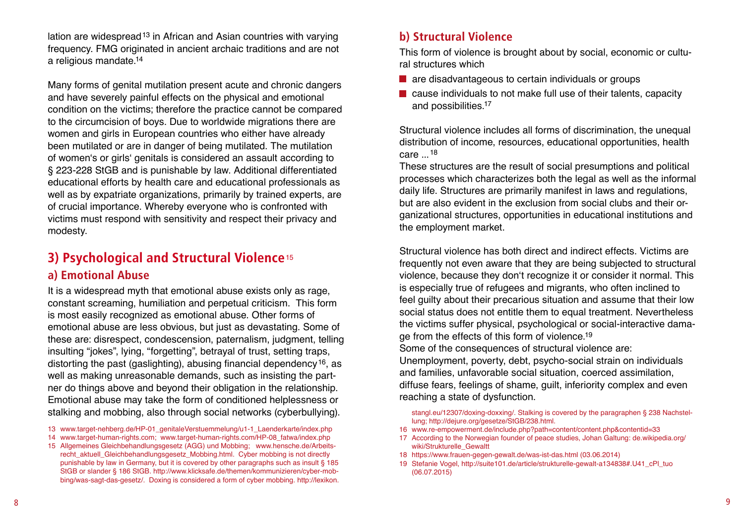lation are widespread[13] in African and Asian countries with varying frequency. FMG originated in ancient archaic traditions and are not a religious mandate.[14]

Many forms of genital mutilation present acute and chronic dangers and have severely painful effects on the physical and emotional condition on the victims; therefore the practice cannot be compared to the circumcision of boys. Due to worldwide migrations there are women and girls in European countries who either have already been mutilated or are in danger of being mutilated. The mutilation of women's or girls' genitals is considered an assault according to § 223-228 StGB and is punishable by law. Additional differentiated educational efforts by health care and educational professionals as well as by expatriate organizations, primarily by trained experts, are of crucial importance. Whereby everyone who is confronted with victims must respond with sensitivity and respect their privacy and modesty.

## 3) Psychological and Structural Violence[15]

### a) Emotional Abuse

It is a widespread myth that emotional abuse exists only as rage, constant screaming, humiliation and perpetual criticism. This form is most easily recognized as emotional abuse. Other forms of emotional abuse are less obvious, but just as devastating. Some of these are: disrespect, condescension, paternalism, judgment, telling insulting "jokes", lying, "forgetting", betrayal of trust, setting traps, distorting the past (gaslighting), abusing financial dependency[16], as well as making unreasonable demands, such as insisting the partner do things above and beyond their obligation in the relationship. Emotional abuse may take the form of conditioned helplessness or stalking and mobbing, also through social networks (cyberbullying).

### b) Structural Violence

This form of violence is brought about by social, economic or cultural structures which

- are disadvantageous to certain individuals or groups
- cause individuals to not make full use of their talents, capacity and possibilities.[17]

Structural violence includes all forms of discrimination, the unequal distribution of income, resources, educational opportunities, health care ...[18]

These structures are the result of social presumptions and political processes which characterizes both the legal as well as the informal daily life. Structures are primarily manifest in laws and regulations, but are also evident in the exclusion from social clubs and their organizational structures, opportunities in educational institutions and the employment market.

Structural violence has both direct and indirect effects. Victims are frequently not even aware that they are being subjected to structural violence, because they don't recognize it or consider it normal. This is especially true of refugees and migrants, who often inclined to feel guilty about their precarious situation and assume that their low social status does not entitle them to equal treatment. Nevertheless the victims suffer physical, psychological or social-interactive damage from the effects of this form of violence.[19]

Some of the consequences of structural violence are:

Unemployment, poverty, debt, psycho-social strain on individuals and families, unfavorable social situation, coerced assimilation, diffuse fears, feelings of shame, guilt, inferiority complex and even reaching a state of dysfunction.

---

13 www.target-nehberg.de/HP-01_genitaleVerstuemmelung/u1-1_Laenderkarte/index.php

14 www.target-human-rights.com; www.target-human-rights.com/HP-08_fatwa/index.php

15 Allgemeines Gleichbehandlungsgesetz (AGG) und Mobbing; www.hensche.de/Arbeitsrecht_aktuell_Gleichbehandlungsgesetz_Mobbing.html. Cyber mobbing is not directly punishable by law in Germany, but it is covered by other paragraphs such as insult § 185 StGB or slander § 186 StGB. http://www.klicksafe.de/themen/kommunizieren/cyber-mobbing/was-sagt-das-gesetz/. Doxing is considered a form of cyber mobbing. http://lexikon.stangl.eu/12307/doxing-doxxing/. Stalking is covered by the paragraphen § 238 Nachstellung; http://dejure.org/gesetze/StGB/238.html.

16 www.re-empowerment.de/include.php?path=content/content.php&contentid=33

17 According to the Norwegian founder of peace studies, Johan Galtung: de.wikipedia.org/wiki/Strukturelle_Gewaltt

18 https://www.frauen-gegen-gewalt.de/was-ist-das.html (03.06.2014)

19 Stefanie Vogel, http://suite101.de/article/strukturelle-gewalt-a134838#.U41_cPl_tuo (06.07.2015)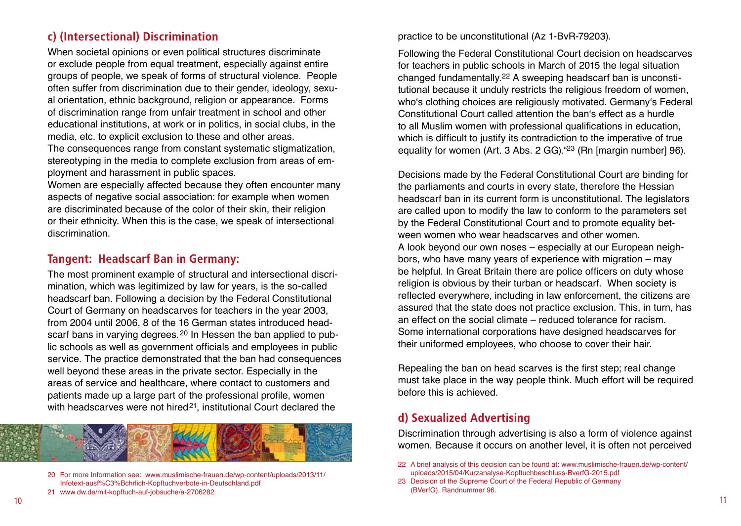## c) (Intersectional) Discrimination

When societal opinions or even political structures discriminate or exclude people from equal treatment, especially against entire groups of people, we speak of forms of structural violence. People often suffer from discrimination due to their gender, ideology, sexual orientation, ethnic background, religion or appearance. Forms of discrimination range from unfair treatment in school and other educational institutions, at work or in politics, in social clubs, in the media, etc. to explicit exclusion to these and other areas.
The consequences range from constant systematic stigmatization, stereotyping in the media to complete exclusion from areas of employment and harassment in public spaces.
Women are especially affected because they often encounter many aspects of negative social association: for example when women are discriminated because of the color of their skin, their religion or their ethnicity. When this is the case, we speak of intersectional discrimination.

## Tangent: Headscarf Ban in Germany:

The most prominent example of structural and intersectional discrimination, which was legitimized by law for years, is the so-called headscarf ban. Following a decision by the Federal Constitutional Court of Germany on headscarves for teachers in the year 2003, from 2004 until 2006, 8 of the 16 German states introduced headscarf bans in varying degrees.[20] In Hessen the ban applied to public schools as well as government officials and employees in public service. The practice demonstrated that the ban had consequences well beyond these areas in the private sector. Especially in the areas of service and healthcare, where contact to customers and patients made up a large part of the professional profile, women with headscarves were not hired[21], institutional Court declared the practice to be unconstitutional (Az 1-BvR-79203).

Following the Federal Constitutional Court decision on headscarves for teachers in public schools in March of 2015 the legal situation changed fundamentally.[22] A sweeping headscarf ban is unconstitutional because it unduly restricts the religious freedom of women, who's clothing choices are religiously motivated. Germany's Federal Constitutional Court called attention the ban's effect as a hurdle to all Muslim women with professional qualifications in education, which is difficult to justify its contradiction to the imperative of true equality for women (Art. 3 Abs. 2 GG)."[23] (Rn [margin number] 96).

Decisions made by the Federal Constitutional Court are binding for the parliaments and courts in every state, therefore the Hessian headscarf ban in its current form is unconstitutional. The legislators are called upon to modify the law to conform to the parameters set by the Federal Constitutional Court and to promote equality between women who wear headscarves and other women.
A look beyond our own noses – especially at our European neighbors, who have many years of experience with migration – may be helpful. In Great Britain there are police officers on duty whose religion is obvious by their turban or headscarf. When society is reflected everywhere, including in law enforcement, the citizens are assured that the state does not practice exclusion. This, in turn, has an effect on the social climate – reduced tolerance for racism. Some international corporations have designed headscarves for their uniformed employees, who choose to cover their hair.

Repealing the ban on head scarves is the first step; real change must take place in the way people think. Much effort will be required before this is achieved.

## d) Sexualized Advertising

Discrimination through advertising is also a form of violence against women. Because it occurs on another level, it is often not perceived

20 For more Information see: www.muslimische-frauen.de/wp-content/uploads/2013/11/Infotext-ausf%C3%Bchrlich-Kopftuchverbote-in-Deutschland.pdf
21 www.dw.de/mit-kopftuch-auf-jobsuche/a-2706282
22 A brief analysis of this decision can be found at: www.muslimische-frauen.de/wp-content/uploads/2015/04/Kurzanalyse-Kopftuchbeschluss-BverfG-2015.pdf
23 Decision of the Supreme Court of the Federal Republic of Germany (BVerfG), Randnummer 96.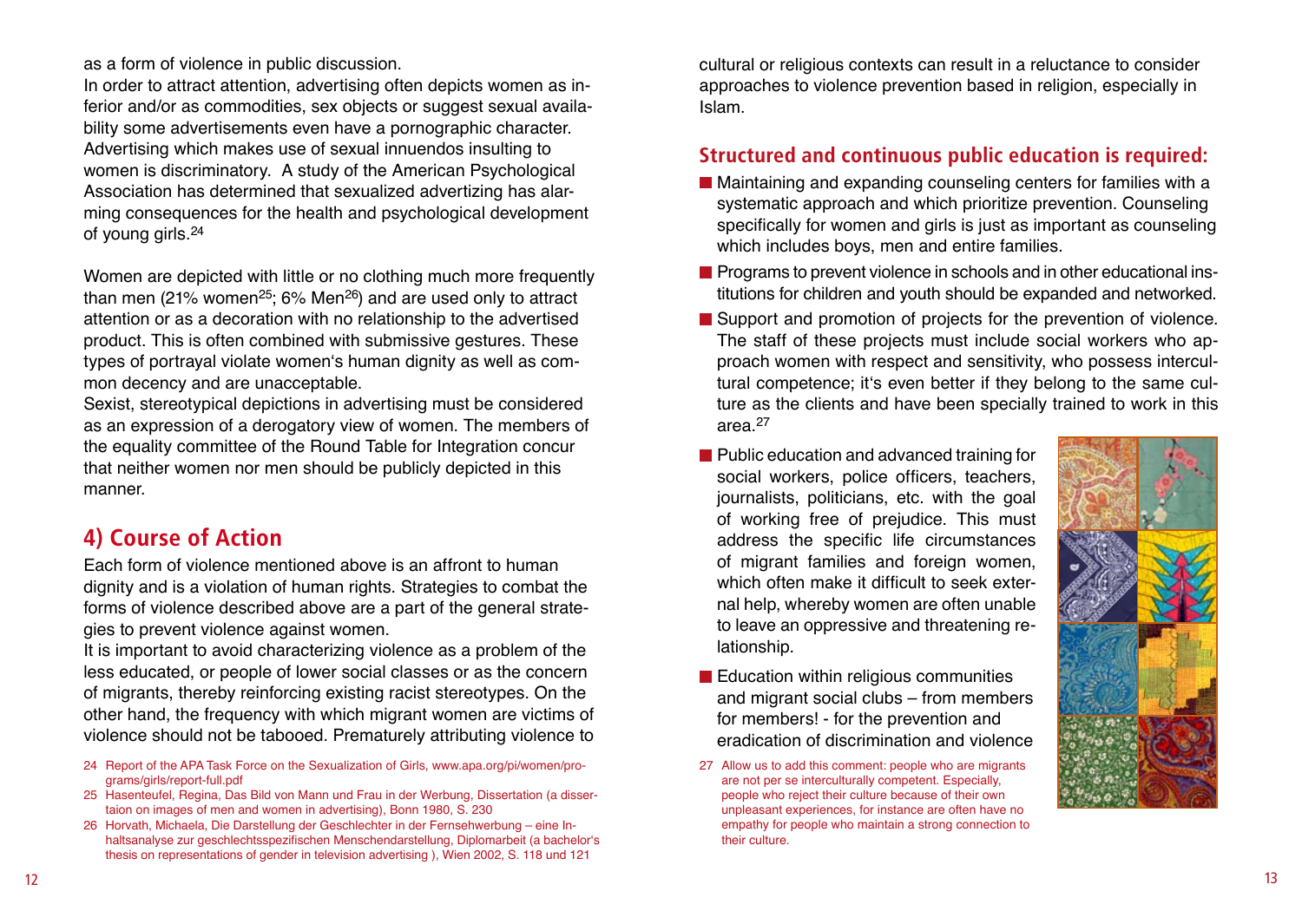as a form of violence in public discussion.

In order to attract attention, advertising often depicts women as inferior and/or as commodities, sex objects or suggest sexual availability some advertisements even have a pornographic character. Advertising which makes use of sexual innuendos insulting to women is discriminatory. A study of the American Psychological Association has determined that sexualized advertizing has alarming consequences for the health and psychological development of young girls.[24]

Women are depicted with little or no clothing much more frequently than men (21% women[25]; 6% Men[26]) and are used only to attract attention or as a decoration with no relationship to the advertised product. This is often combined with submissive gestures. These types of portrayal violate women's human dignity as well as common decency and are unacceptable.

Sexist, stereotypical depictions in advertising must be considered as an expression of a derogatory view of women. The members of the equality committee of the Round Table for Integration concur that neither women nor men should be publicly depicted in this manner.

## 4) Course of Action

Each form of violence mentioned above is an affront to human dignity and is a violation of human rights. Strategies to combat the forms of violence described above are a part of the general strategies to prevent violence against women.

It is important to avoid characterizing violence as a problem of the less educated, or people of lower social classes or as the concern of migrants, thereby reinforcing existing racist stereotypes. On the other hand, the frequency with which migrant women are victims of violence should not be tabooed. Prematurely attributing violence to cultural or religious contexts can result in a reluctance to consider approaches to violence prevention based in religion, especially in Islam.

### Structured and continuous public education is required:

- Maintaining and expanding counseling centers for families with a systematic approach and which prioritize prevention. Counseling specifically for women and girls is just as important as counseling which includes boys, men and entire families.
- Programs to prevent violence in schools and in other educational institutions for children and youth should be expanded and networked.
- Support and promotion of projects for the prevention of violence. The staff of these projects must include social workers who approach women with respect and sensitivity, who possess intercultural competence; it's even better if they belong to the same culture as the clients and have been specially trained to work in this area.[27]
- Public education and advanced training for social workers, police officers, teachers, journalists, politicians, etc. with the goal of working free of prejudice. This must address the specific life circumstances of migrant families and foreign women, which often make it difficult to seek external help, whereby women are often unable to leave an oppressive and threatening relationship.
- Education within religious communities and migrant social clubs – from members for members! - for the prevention and eradication of discrimination and violence

---

24 Report of the APA Task Force on the Sexualization of Girls, www.apa.org/pi/women/programs/girls/report-full.pdf

25 Hasenteufel, Regina, Das Bild von Mann und Frau in der Werbung, Dissertation (a dissertaion on images of men and women in advertising), Bonn 1980, S. 230

26 Horvath, Michaela, Die Darstellung der Geschlechter in der Fernsehwerbung – eine Inhaltsanalyse zur geschlechtsspezifischen Menschendarstellung, Diplomarbeit (a bachelor's thesis on representations of gender in television advertising ), Wien 2002, S. 118 und 121

27 Allow us to add this comment: people who are migrants are not per se interculturally competent. Especially, people who reject their culture because of their own unpleasant experiences, for instance are often have no empathy for people who maintain a strong connection to their culture.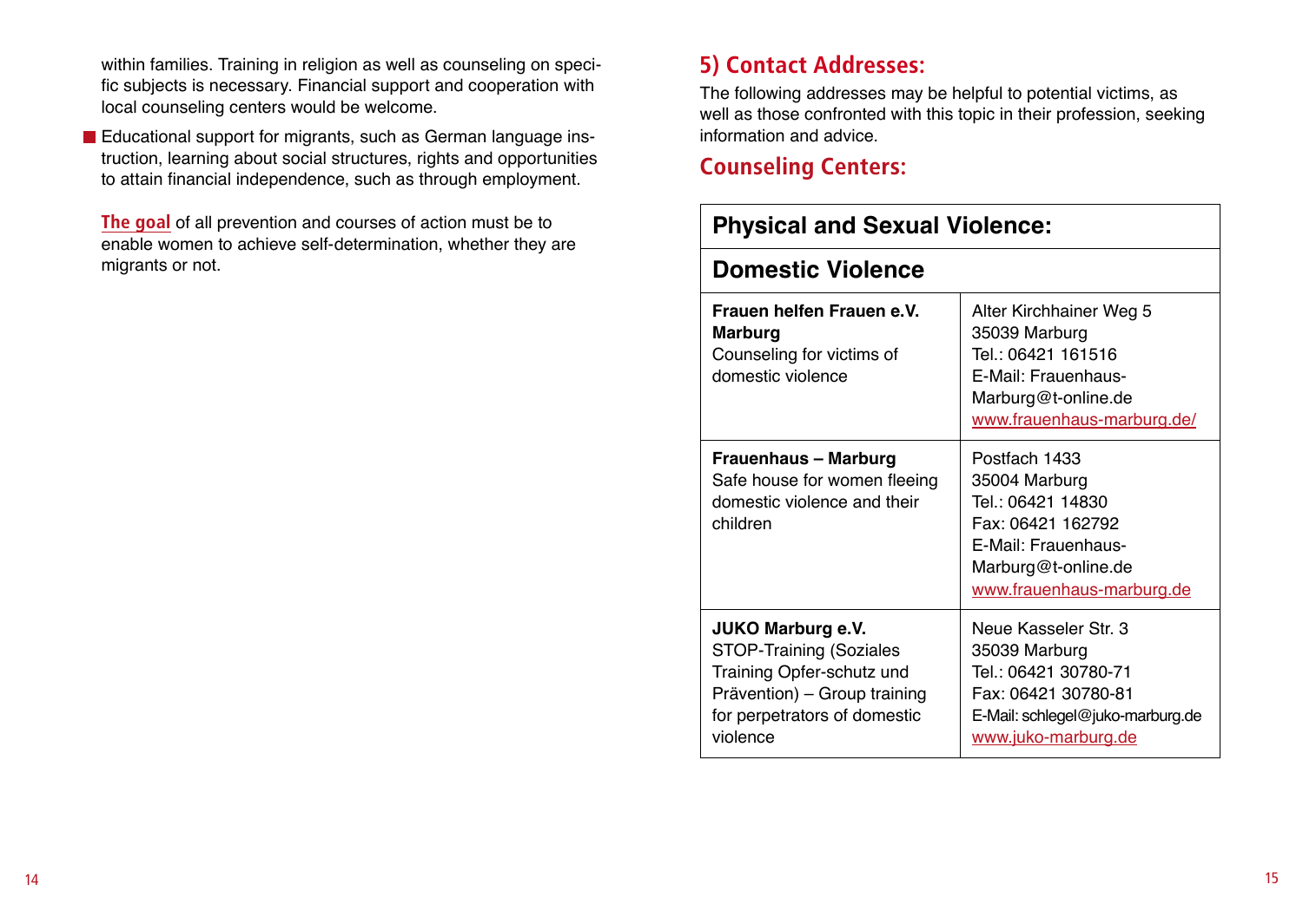within families. Training in religion as well as counseling on specific subjects is necessary. Financial support and cooperation with local counseling centers would be welcome.

- Educational support for migrants, such as German language instruction, learning about social structures, rights and opportunities to attain financial independence, such as through employment.

**The goal** of all prevention and courses of action must be to enable women to achieve self-determination, whether they are migrants or not.

## 5) Contact Addresses:

The following addresses may be helpful to potential victims, as well as those confronted with this topic in their profession, seeking information and advice.

## Counseling Centers:

| **Physical and Sexual Violence:** | |
|---|---|
| **Domestic Violence** | |
| **Frauen helfen Frauen e.V. Marburg**<br>Counseling for victims of domestic violence | Alter Kirchhainer Weg 5<br>35039 Marburg<br>Tel.: 06421 161516<br>E-Mail: Frauenhaus-Marburg@t-online.de<br>www.frauenhaus-marburg.de/ |
| **Frauenhaus – Marburg**<br>Safe house for women fleeing domestic violence and their children | Postfach 1433<br>35004 Marburg<br>Tel.: 06421 14830<br>Fax: 06421 162792<br>E-Mail: Frauenhaus-Marburg@t-online.de<br>www.frauenhaus-marburg.de |
| **JUKO Marburg e.V.**<br>STOP-Training (Soziales Training Opfer-schutz und Prävention) – Group training for perpetrators of domestic violence | Neue Kasseler Str. 3<br>35039 Marburg<br>Tel.: 06421 30780-71<br>Fax: 06421 30780-81<br>E-Mail: schlegel@juko-marburg.de<br>www.juko-marburg.de |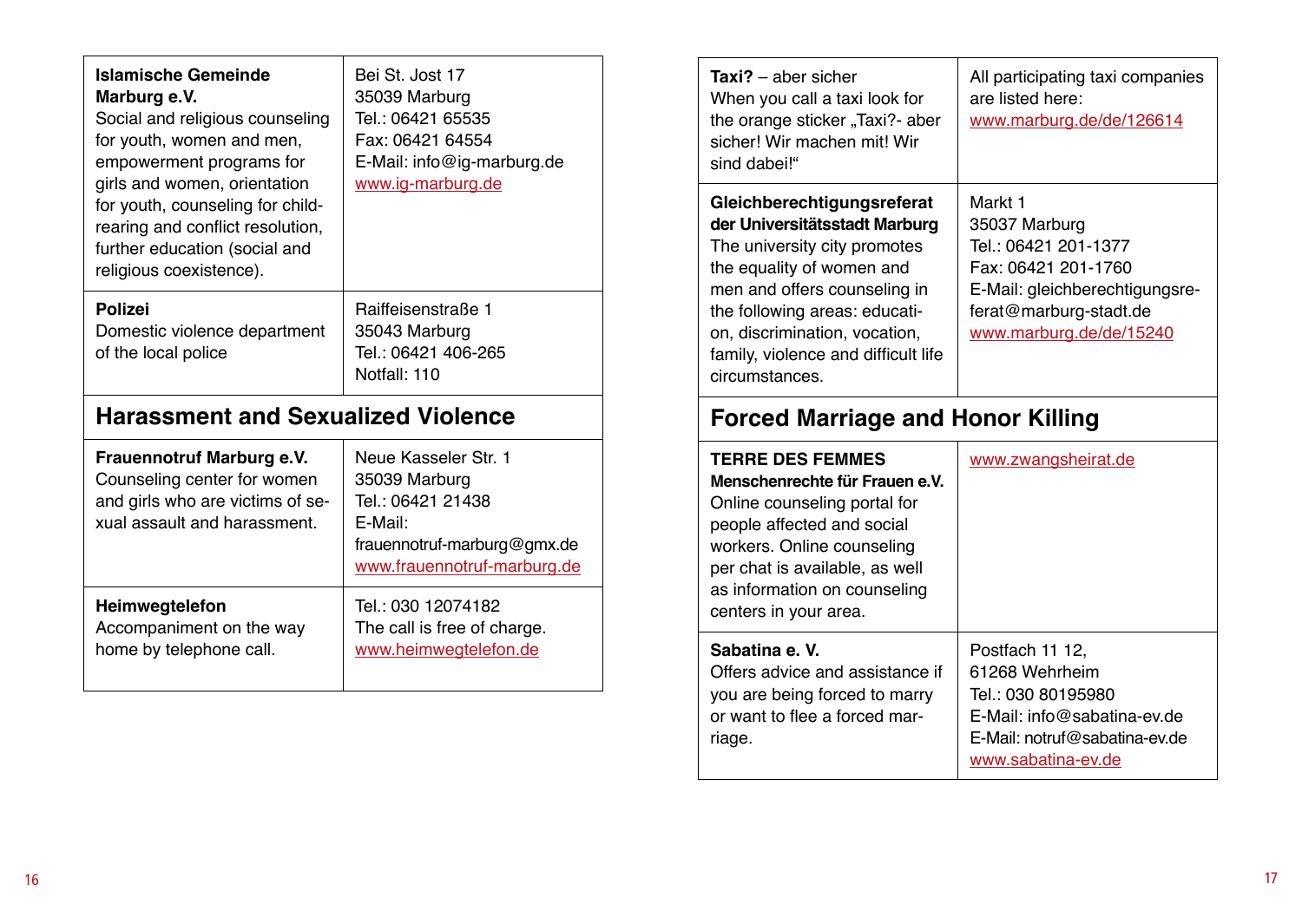| | |
|---|---|
| **Islamische Gemeinde Marburg e.V.**<br>Social and religious counseling for youth, women and men, empowerment programs for girls and women, orientation for youth, counseling for child-rearing and conflict resolution, further education (social and religious coexistence). | Bei St. Jost 17<br>35039 Marburg<br>Tel.: 06421 65535<br>Fax: 06421 64554<br>E-Mail: info@ig-marburg.de<br>www.ig-marburg.de |
| **Polizei**<br>Domestic violence department of the local police | Raiffeisenstraße 1<br>35043 Marburg<br>Tel.: 06421 406-265<br>Notfall: 110 |

## Harassment and Sexualized Violence

| | |
|---|---|
| **Frauennotruf Marburg e.V.**<br>Counseling center for women and girls who are victims of sexual assault and harassment. | Neue Kasseler Str. 1<br>35039 Marburg<br>Tel.: 06421 21438<br>E-Mail:<br>frauennotruf-marburg@gmx.de<br>www.frauennotruf-marburg.de |
| **Heimwegtelefon**<br>Accompaniment on the way home by telephone call. | Tel.: 030 12074182<br>The call is free of charge.<br>www.heimwegtelefon.de |
| **Taxi?** – aber sicher<br>When you call a taxi look for the orange sticker „Taxi?- aber sicher! Wir machen mit! Wir sind dabei!" | All participating taxi companies are listed here:<br>www.marburg.de/de/126614 |
| **Gleichberechtigungsreferat der Universitätsstadt Marburg**<br>The university city promotes the equality of women and men and offers counseling in the following areas: education, discrimination, vocation, family, violence and difficult life circumstances. | Markt 1<br>35037 Marburg<br>Tel.: 06421 201-1377<br>Fax: 06421 201-1760<br>E-Mail: gleichberechtigungsreferat@marburg-stadt.de<br>www.marburg.de/de/15240 |

## Forced Marriage and Honor Killing

| | |
|---|---|
| **TERRE DES FEMMES Menschenrechte für Frauen e.V.**<br>Online counseling portal for people affected and social workers. Online counseling per chat is available, as well as information on counseling centers in your area. | www.zwangsheirat.de |
| **Sabatina e. V.**<br>Offers advice and assistance if you are being forced to marry or want to flee a forced marriage. | Postfach 11 12,<br>61268 Wehrheim<br>Tel.: 030 80195980<br>E-Mail: info@sabatina-ev.de<br>E-Mail: notruf@sabatina-ev.de<br>www.sabatina-ev.de |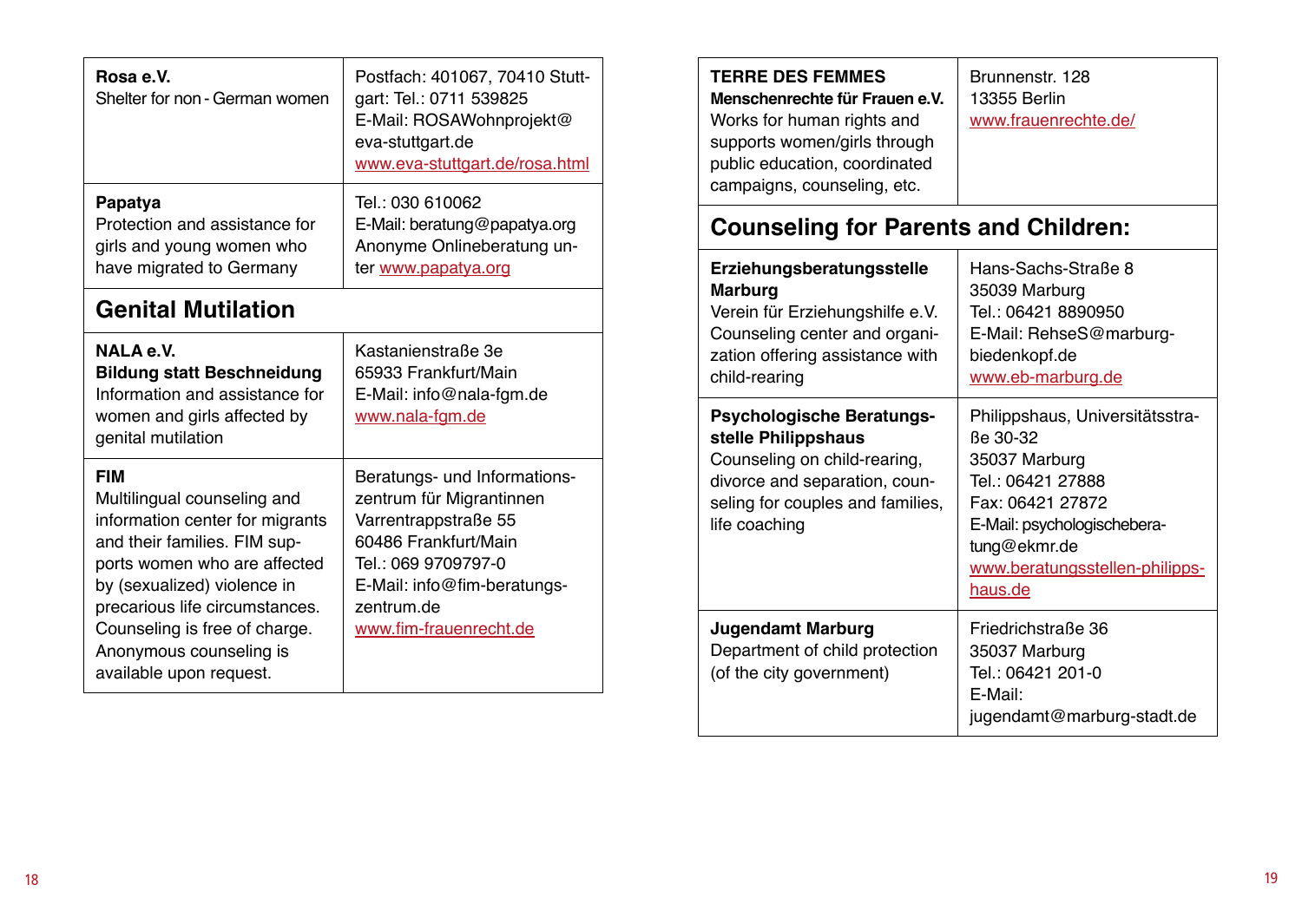| | |
|---|---|
| **Rosa e.V.**<br>Shelter for non - German women | Postfach: 401067, 70410 Stuttgart: Tel.: 0711 539825<br>E-Mail: ROSAWohnprojekt@eva-stuttgart.de<br>www.eva-stuttgart.de/rosa.html |
| **Papatya**<br>Protection and assistance for girls and young women who have migrated to Germany | Tel.: 030 610062<br>E-Mail: beratung@papatya.org<br>Anonyme Onlineberatung unter www.papatya.org |

## Genital Mutilation

| | |
|---|---|
| **NALA e.V.**<br>**Bildung statt Beschneidung**<br>Information and assistance for women and girls affected by genital mutilation | Kastanienstraße 3e<br>65933 Frankfurt/Main<br>E-Mail: info@nala-fgm.de<br>www.nala-fgm.de |
| **FIM**<br>Multilingual counseling and information center for migrants and their families. FIM supports women who are affected by (sexualized) violence in precarious life circumstances. Counseling is free of charge. Anonymous counseling is available upon request. | Beratungs- und Informationszentrum für Migrantinnen<br>Varrentrappstraße 55<br>60486 Frankfurt/Main<br>Tel.: 069 9709797-0<br>E-Mail: info@fim-beratungszentrum.de<br>www.fim-frauenrecht.de |

| | |
|---|---|
| **TERRE DES FEMMES**<br>**Menschenrechte für Frauen e.V.**<br>Works for human rights and supports women/girls through public education, coordinated campaigns, counseling, etc. | Brunnenstr. 128<br>13355 Berlin<br>www.frauenrechte.de/ |

## Counseling for Parents and Children:

| | |
|---|---|
| **Erziehungsberatungsstelle Marburg**<br>Verein für Erziehungshilfe e.V.<br>Counseling center and organization offering assistance with child-rearing | Hans-Sachs-Straße 8<br>35039 Marburg<br>Tel.: 06421 8890950<br>E-Mail: RehseS@marburg-biedenkopf.de<br>www.eb-marburg.de |
| **Psychologische Beratungsstelle Philippshaus**<br>Counseling on child-rearing, divorce and separation, counseling for couples and families, life coaching | Philippshaus, Universitätsstraße 30-32<br>35037 Marburg<br>Tel.: 06421 27888<br>Fax: 06421 27872<br>E-Mail: psychologischeberatung@ekmr.de<br>www.beratungsstellen-philippshaus.de |
| **Jugendamt Marburg**<br>Department of child protection (of the city government) | Friedrichstraße 36<br>35037 Marburg<br>Tel.: 06421 201-0<br>E-Mail:<br>jugendamt@marburg-stadt.de |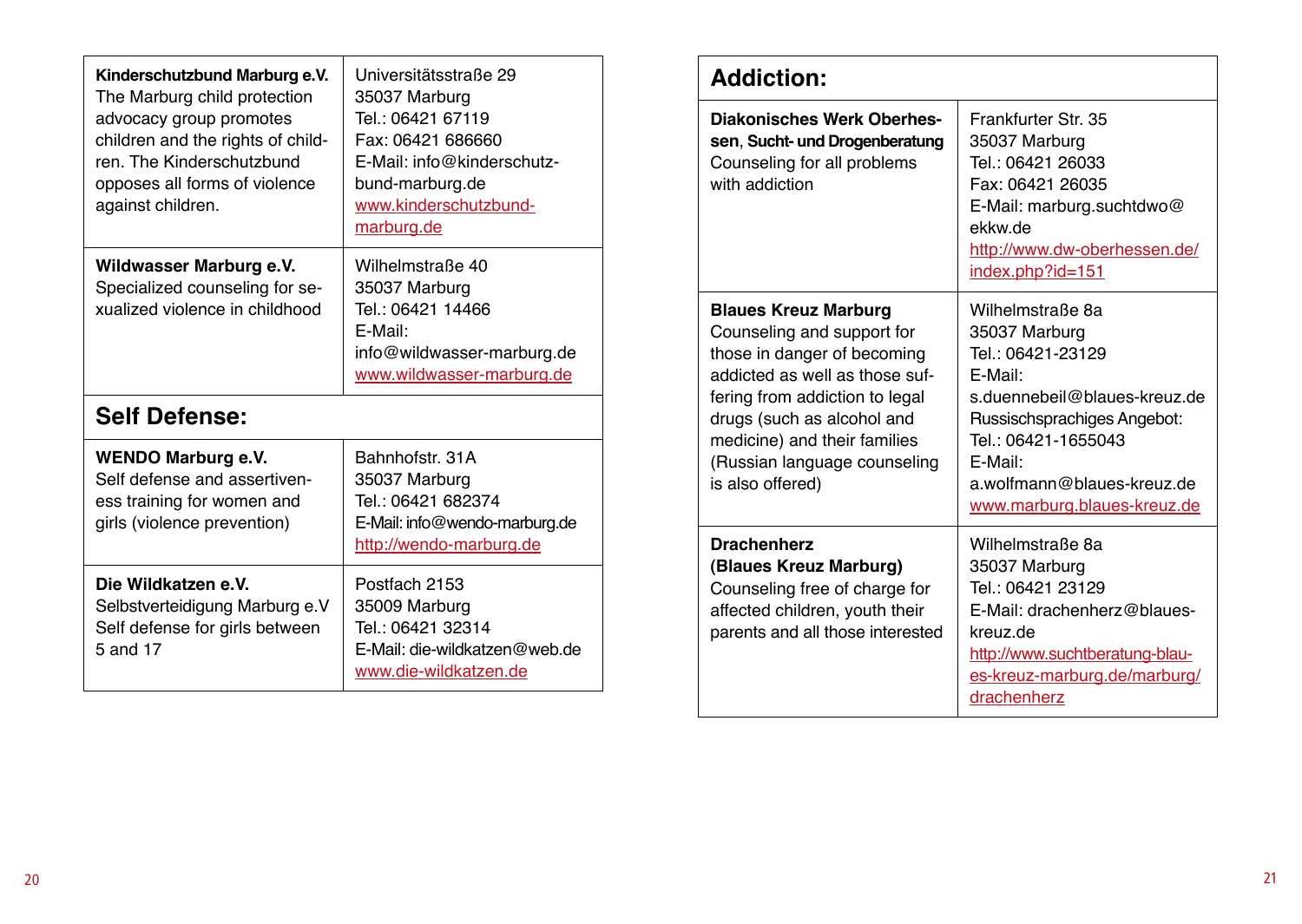| | |
|---|---|
| **Kinderschutzbund Marburg e.V.** The Marburg child protection advocacy group promotes children and the rights of children. The Kinderschutzbund opposes all forms of violence against children. | Universitätsstraße 29<br>35037 Marburg<br>Tel.: 06421 67119<br>Fax: 06421 686660<br>E-Mail: info@kinderschutzbund-marburg.de<br>www.kinderschutzbund-marburg.de |
| **Wildwasser Marburg e.V.** Specialized counseling for sexualized violence in childhood | Wilhelmstraße 40<br>35037 Marburg<br>Tel.: 06421 14466<br>E-Mail:<br>info@wildwasser-marburg.de<br>www.wildwasser-marburg.de |

## Self Defense:

| | |
|---|---|
| **WENDO Marburg e.V.** Self defense and assertiveness training for women and girls (violence prevention) | Bahnhofstr. 31A<br>35037 Marburg<br>Tel.: 06421 682374<br>E-Mail: info@wendo-marburg.de<br>http://wendo-marburg.de |
| **Die Wildkatzen e.V.** Selbstverteidigung Marburg e.V Self defense for girls between 5 and 17 | Postfach 2153<br>35009 Marburg<br>Tel.: 06421 32314<br>E-Mail: die-wildkatzen@web.de<br>www.die-wildkatzen.de |

## Addiction:

| | |
|---|---|
| **Diakonisches Werk Oberhessen, Sucht- und Drogenberatung** Counseling for all problems with addiction | Frankfurter Str. 35<br>35037 Marburg<br>Tel.: 06421 26033<br>Fax: 06421 26035<br>E-Mail: marburg.suchtdwo@ekkw.de<br>http://www.dw-oberhessen.de/index.php?id=151 |
| **Blaues Kreuz Marburg** Counseling and support for those in danger of becoming addicted as well as those suffering from addiction to legal drugs (such as alcohol and medicine) and their families (Russian language counseling is also offered) | Wilhelmstraße 8a<br>35037 Marburg<br>Tel.: 06421-23129<br>E-Mail:<br>s.duennebeil@blaues-kreuz.de<br>Russischsprachiges Angebot:<br>Tel.: 06421-1655043<br>E-Mail:<br>a.wolfmann@blaues-kreuz.de<br>www.marburg.blaues-kreuz.de |
| **Drachenherz (Blaues Kreuz Marburg)** Counseling free of charge for affected children, youth their parents and all those interested | Wilhelmstraße 8a<br>35037 Marburg<br>Tel.: 06421 23129<br>E-Mail: drachenherz@blaues-kreuz.de<br>http://www.suchtberatung-blaues-kreuz-marburg.de/marburg/drachenherz |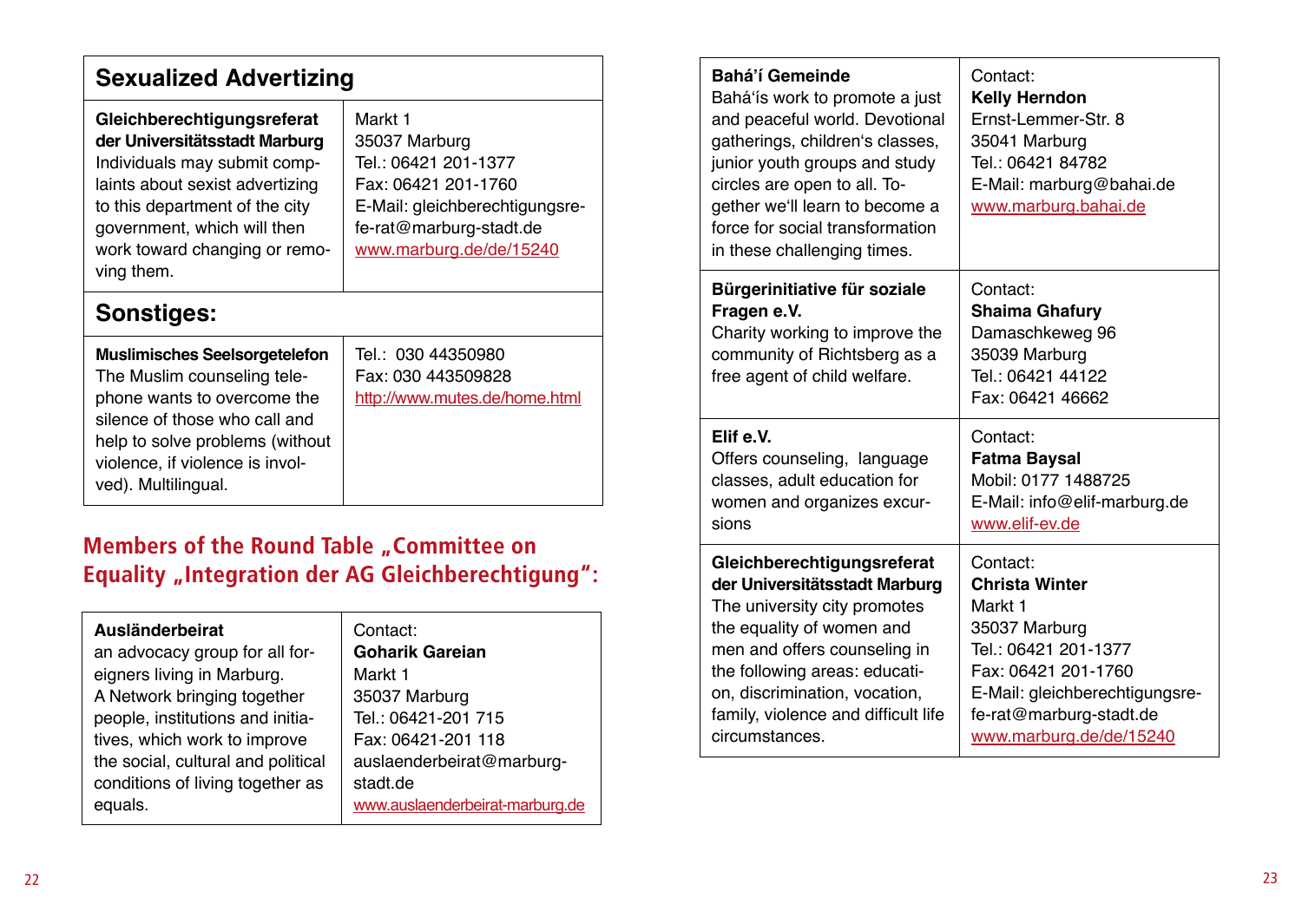## Sexualized Advertizing

| | |
|---|---|
| **Gleichberechtigungsreferat der Universitätsstadt Marburg** Individuals may submit complaints about sexist advertizing to this department of the city government, which will then work toward changing or removing them. | Markt 1<br>35037 Marburg<br>Tel.: 06421 201-1377<br>Fax: 06421 201-1760<br>E-Mail: gleichberechtigungsrefe-rat@marburg-stadt.de<br>www.marburg.de/de/15240 |

## Sonstiges:

| | |
|---|---|
| **Muslimisches Seelsorgetelefon** The Muslim counseling telephone wants to overcome the silence of those who call and help to solve problems (without violence, if violence is involved). Multilingual. | Tel.: 030 44350980<br>Fax: 030 443509828<br>http://www.mutes.de/home.html |

## Members of the Round Table „Committee on Equality „Integration der AG Gleichberechtigung":

| | |
|---|---|
| **Ausländerbeirat** an advocacy group for all foreigners living in Marburg. A Network bringing together people, institutions and initiatives, which work to improve the social, cultural and political conditions of living together as equals. | Contact:<br>**Goharik Gareian**<br>Markt 1<br>35037 Marburg<br>Tel.: 06421-201 715<br>Fax: 06421-201 118<br>auslaenderbeirat@marburg-stadt.de<br>www.auslaenderbeirat-marburg.de |
| **Bahá'í Gemeinde** Bahá'ís work to promote a just and peaceful world. Devotional gatherings, children's classes, junior youth groups and study circles are open to all. Together we'll learn to become a force for social transformation in these challenging times. | Contact:<br>**Kelly Herndon**<br>Ernst-Lemmer-Str. 8<br>35041 Marburg<br>Tel.: 06421 84782<br>E-Mail: marburg@bahai.de<br>www.marburg.bahai.de |
| **Bürgerinitiative für soziale Fragen e.V.** Charity working to improve the community of Richtsberg as a free agent of child welfare. | Contact:<br>**Shaima Ghafury**<br>Damaschkeweg 96<br>35039 Marburg<br>Tel.: 06421 44122<br>Fax: 06421 46662 |
| **Elif e.V.** Offers counseling, language classes, adult education for women and organizes excursions | Contact:<br>**Fatma Baysal**<br>Mobil: 0177 1488725<br>E-Mail: info@elif-marburg.de<br>www.elif-ev.de |
| **Gleichberechtigungsreferat der Universitätsstadt Marburg** The university city promotes the equality of women and men and offers counseling in the following areas: education, discrimination, vocation, family, violence and difficult life circumstances. | Contact:<br>**Christa Winter**<br>Markt 1<br>35037 Marburg<br>Tel.: 06421 201-1377<br>Fax: 06421 201-1760<br>E-Mail: gleichberechtigungsrefe-rat@marburg-stadt.de<br>www.marburg.de/de/15240 |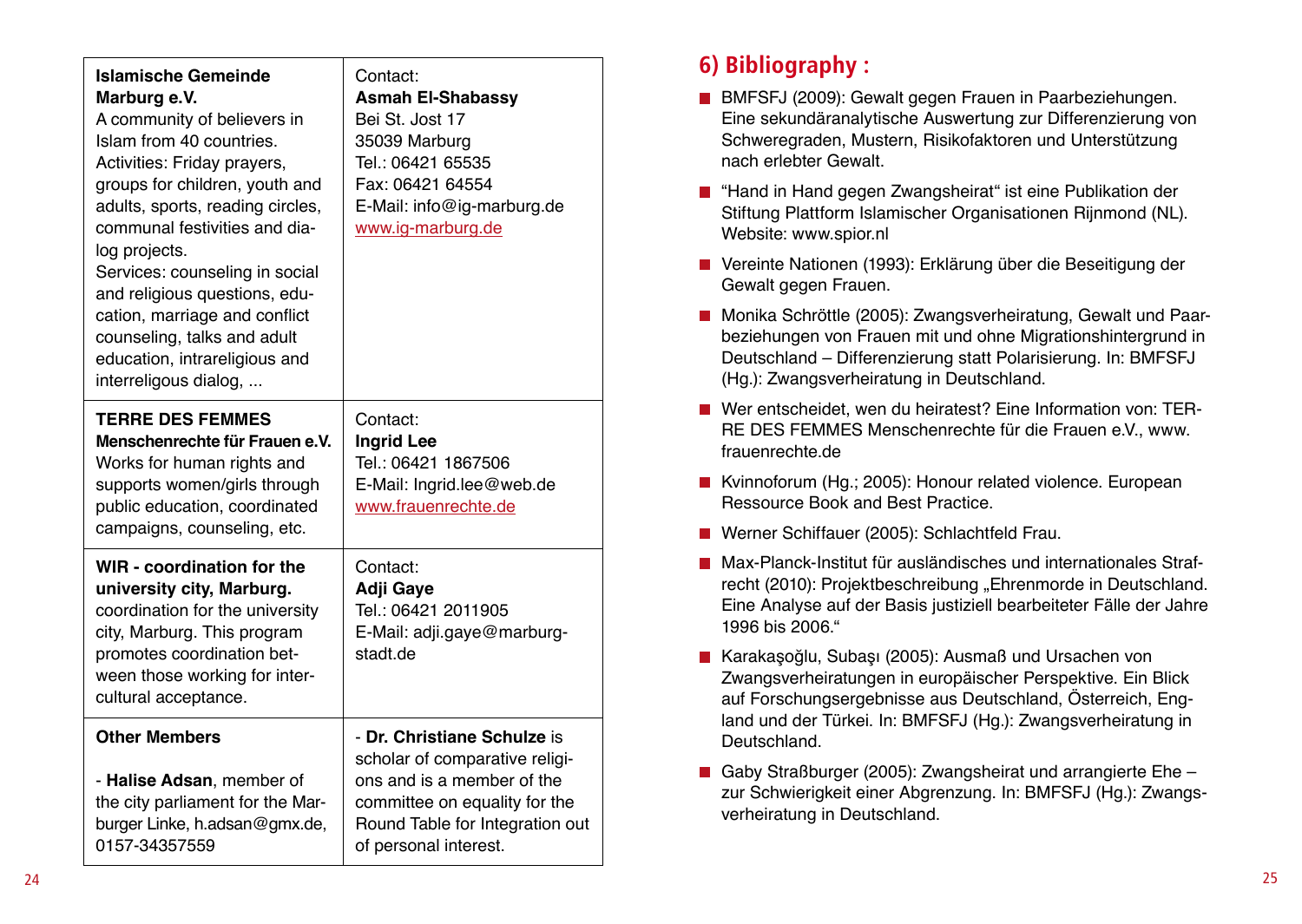| | |
|---|---|
| **Islamische Gemeinde Marburg e.V.** A community of believers in Islam from 40 countries. Activities: Friday prayers, groups for children, youth and adults, sports, reading circles, communal festivities and dialog projects. Services: counseling in social and religious questions, education, marriage and conflict counseling, talks and adult education, intrareligious and interreligous dialog, ... | Contact: **Asmah El-Shabassy** Bei St. Jost 17 35039 Marburg Tel.: 06421 65535 Fax: 06421 64554 E-Mail: info@ig-marburg.de www.ig-marburg.de |
| **TERRE DES FEMMES Menschenrechte für Frauen e.V.** Works for human rights and supports women/girls through public education, coordinated campaigns, counseling, etc. | Contact: **Ingrid Lee** Tel.: 06421 1867506 E-Mail: Ingrid.lee@web.de www.frauenrechte.de |
| **WIR - coordination for the university city, Marburg.** coordination for the university city, Marburg. This program promotes coordination between those working for intercultural acceptance. | Contact: **Adji Gaye** Tel.: 06421 2011905 E-Mail: adji.gaye@marburg-stadt.de |
| **Other Members** - **Halise Adsan**, member of the city parliament for the Marburger Linke, h.adsan@gmx.de, 0157-34357559 | - **Dr. Christiane Schulze** is scholar of comparative religions and is a member of the committee on equality for the Round Table for Integration out of personal interest. |

## 6) Bibliography :

- BMFSFJ (2009): Gewalt gegen Frauen in Paarbeziehungen. Eine sekundäranalytische Auswertung zur Differenzierung von Schweregraden, Mustern, Risikofaktoren und Unterstützung nach erlebter Gewalt.
- "Hand in Hand gegen Zwangsheirat" ist eine Publikation der Stiftung Plattform Islamischer Organisationen Rijnmond (NL). Website: www.spior.nl
- Vereinte Nationen (1993): Erklärung über die Beseitigung der Gewalt gegen Frauen.
- Monika Schröttle (2005): Zwangsverheiratung, Gewalt und Paarbeziehungen von Frauen mit und ohne Migrationshintergrund in Deutschland – Differenzierung statt Polarisierung. In: BMFSFJ (Hg.): Zwangsverheiratung in Deutschland.
- Wer entscheidet, wen du heiratest? Eine Information von: TERRE DES FEMMES Menschenrechte für die Frauen e.V., www.frauenrechte.de
- Kvinnoforum (Hg.; 2005): Honour related violence. European Ressource Book and Best Practice.
- Werner Schiffauer (2005): Schlachtfeld Frau.
- Max-Planck-Institut für ausländisches und internationales Strafrecht (2010): Projektbeschreibung „Ehrenmorde in Deutschland. Eine Analyse auf der Basis justiziell bearbeiteter Fälle der Jahre 1996 bis 2006."
- Karakaşoğlu, Subaşı (2005): Ausmaß und Ursachen von Zwangsverheiratungen in europäischer Perspektive. Ein Blick auf Forschungsergebnisse aus Deutschland, Österreich, England und der Türkei. In: BMFSFJ (Hg.): Zwangsverheiratung in Deutschland.
- Gaby Straßburger (2005): Zwangsheirat und arrangierte Ehe – zur Schwierigkeit einer Abgrenzung. In: BMFSFJ (Hg.): Zwangsverheiratung in Deutschland.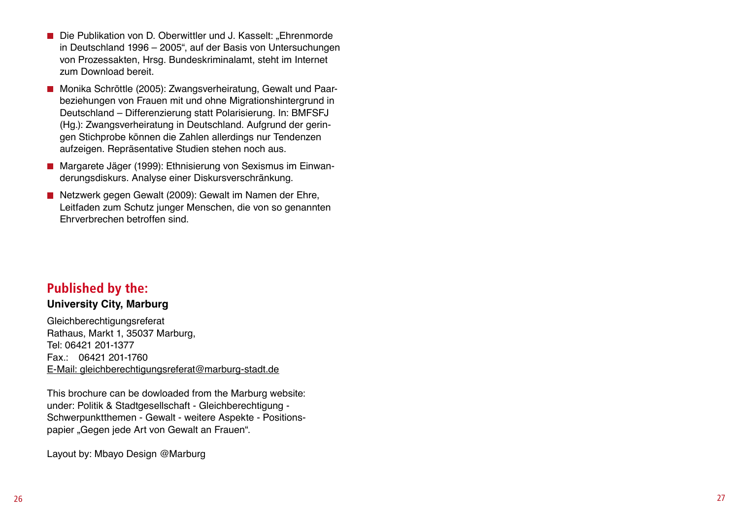- Die Publikation von D. Oberwittler und J. Kasselt: „Ehrenmorde in Deutschland 1996 – 2005", auf der Basis von Untersuchungen von Prozessakten, Hrsg. Bundeskriminalamt, steht im Internet zum Download bereit.
- Monika Schröttle (2005): Zwangsverheiratung, Gewalt und Paarbeziehungen von Frauen mit und ohne Migrationshintergrund in Deutschland – Differenzierung statt Polarisierung. In: BMFSFJ (Hg.): Zwangsverheiratung in Deutschland. Aufgrund der geringen Stichprobe können die Zahlen allerdings nur Tendenzen aufzeigen. Repräsentative Studien stehen noch aus.
- Margarete Jäger (1999): Ethnisierung von Sexismus im Einwanderungsdiskurs. Analyse einer Diskursverschränkung.
- Netzwerk gegen Gewalt (2009): Gewalt im Namen der Ehre, Leitfaden zum Schutz junger Menschen, die von so genannten Ehrverbrechen betroffen sind.

## Published by the:

**University City, Marburg**

Gleichberechtigungsreferat
Rathaus, Markt 1, 35037 Marburg,
Tel: 06421 201-1377
Fax.: 06421 201-1760
E-Mail: gleichberechtigungsreferat@marburg-stadt.de

This brochure can be dowloaded from the Marburg website: under: Politik & Stadtgesellschaft - Gleichberechtigung - Schwerpunktthemen - Gewalt - weitere Aspekte - Positionspapier „Gegen jede Art von Gewalt an Frauen".

Layout by: Mbayo Design @Marburg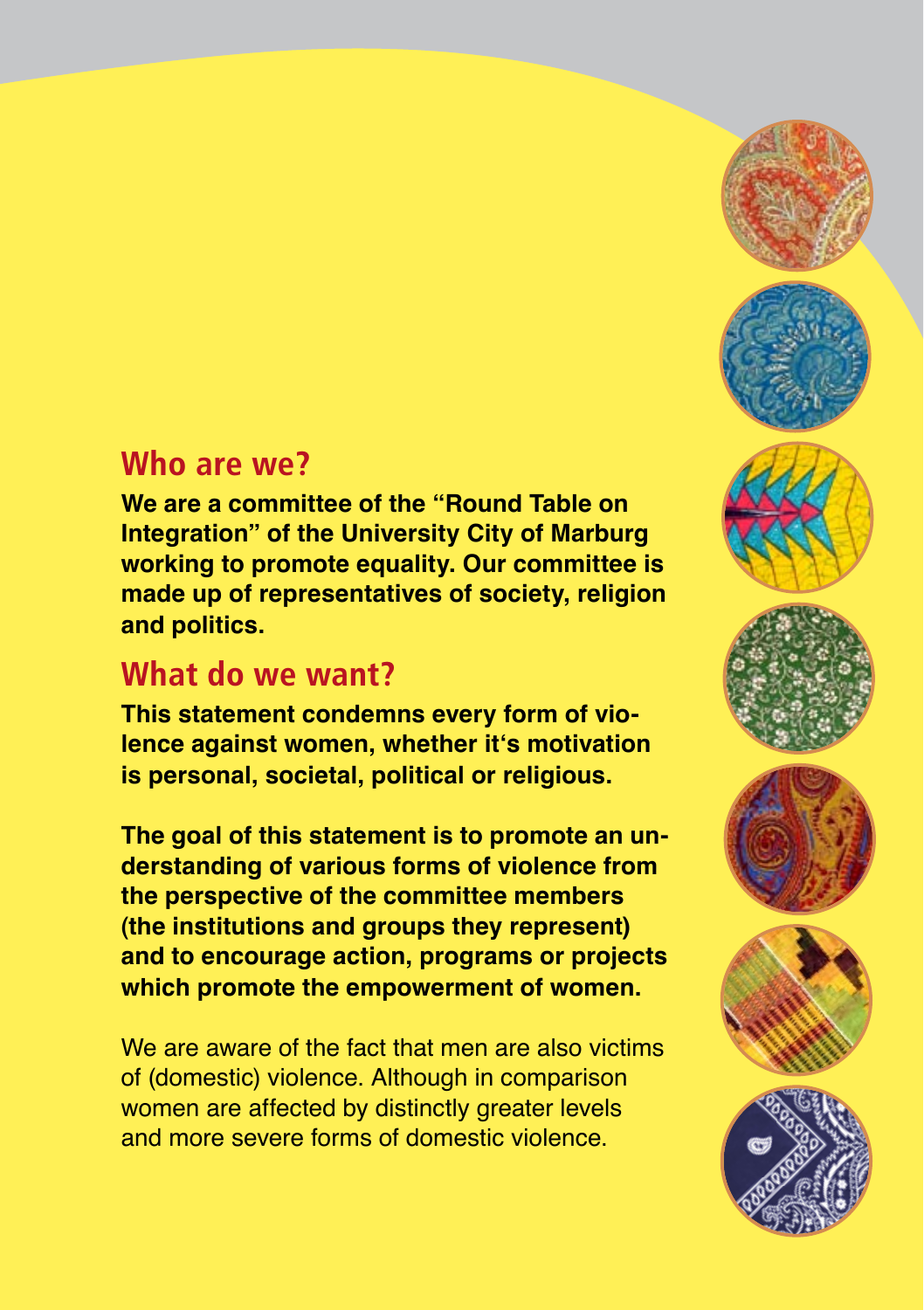## Who are we?

**We are a committee of the "Round Table on Integration" of the University City of Marburg working to promote equality. Our committee is made up of representatives of society, religion and politics.**

## What do we want?

**This statement condemns every form of violence against women, whether it's motivation is personal, societal, political or religious.**

**The goal of this statement is to promote an understanding of various forms of violence from the perspective of the committee members (the institutions and groups they represent) and to encourage action, programs or projects which promote the empowerment of women.**

We are aware of the fact that men are also victims of (domestic) violence. Although in comparison women are affected by distinctly greater levels and more severe forms of domestic violence.